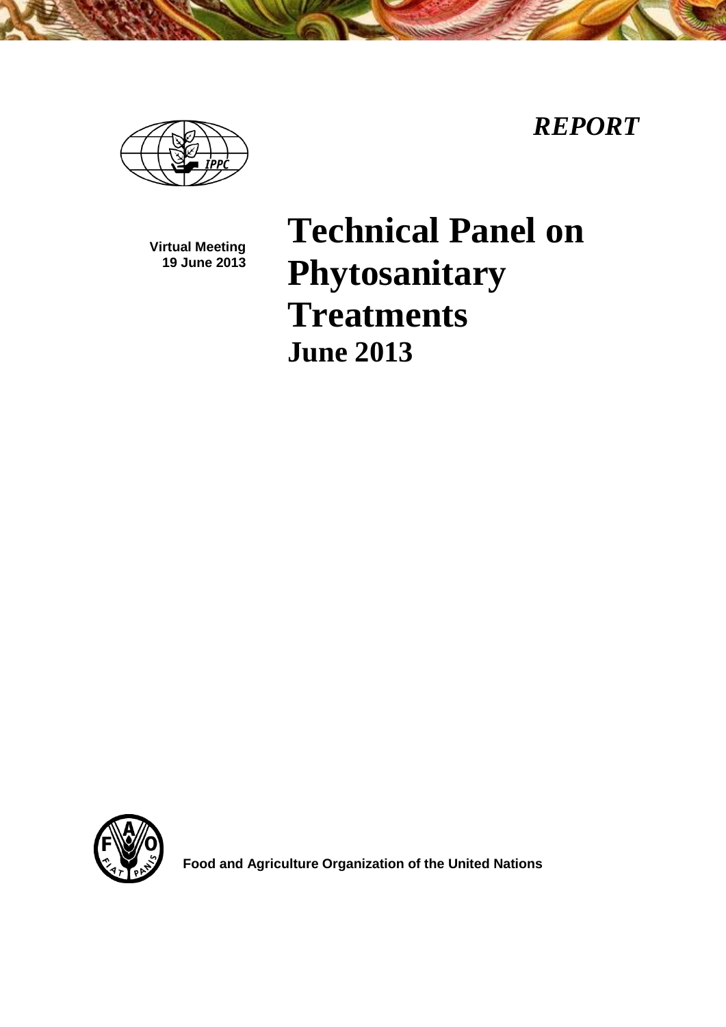*REPORT*

**Virtual Meeting**
**19 June 2013**

# Technical Panel on Phytosanitary Treatments

## June 2013

**Food and Agriculture Organization of the United Nations**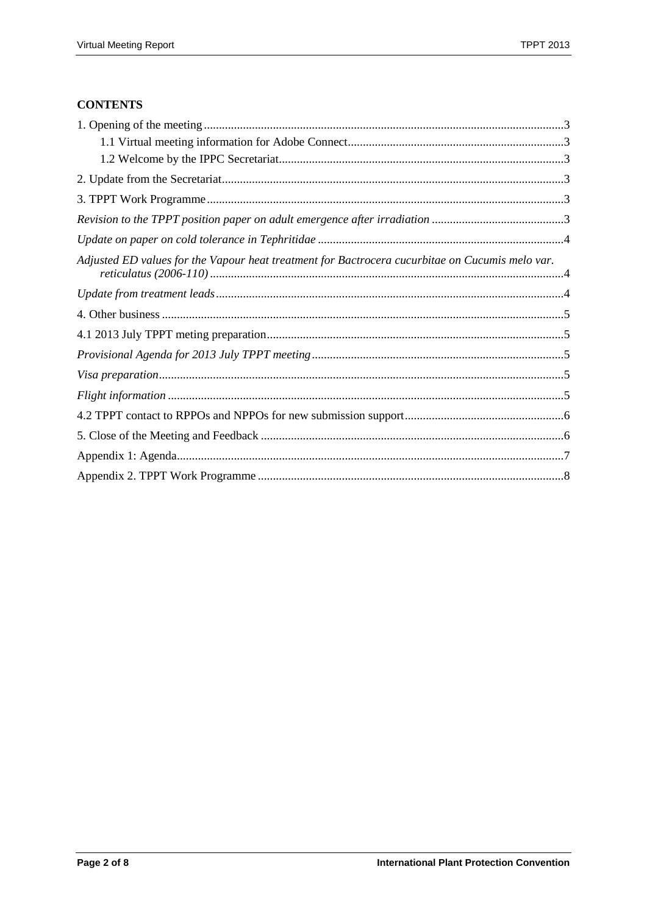**CONTENTS**

1. Opening of the meeting ........................................................................................................................3
    - 1.1 Virtual meeting information for Adobe Connect........................................................................3
    - 1.2 Welcome by the IPPC Secretariat...............................................................................................3

2. Update from the Secretariat..................................................................................................................3

3. TPPT Work Programme.......................................................................................................................3

*Revision to the TPPT position paper on adult emergence after irradiation* ............................................3

*Update on paper on cold tolerance in Tephritidae* ..................................................................................4

*Adjusted ED values for the Vapour heat treatment for Bactrocera cucurbitae on Cucumis melo var. reticulatus (2006-110)* ......................................................................................................................4

*Update from treatment leads*....................................................................................................................4

4. Other business ......................................................................................................................................5

4.1 2013 July TPPT meting preparation...................................................................................................5

*Provisional Agenda for 2013 July TPPT meeting*....................................................................................5

*Visa preparation*.......................................................................................................................................5

*Flight information* ....................................................................................................................................5

4.2 TPPT contact to RPPOs and NPPOs for new submission support.....................................................6

5. Close of the Meeting and Feedback .....................................................................................................6

Appendix 1: Agenda.................................................................................................................................7

Appendix 2. TPPT Work Programme .......................................................................................................8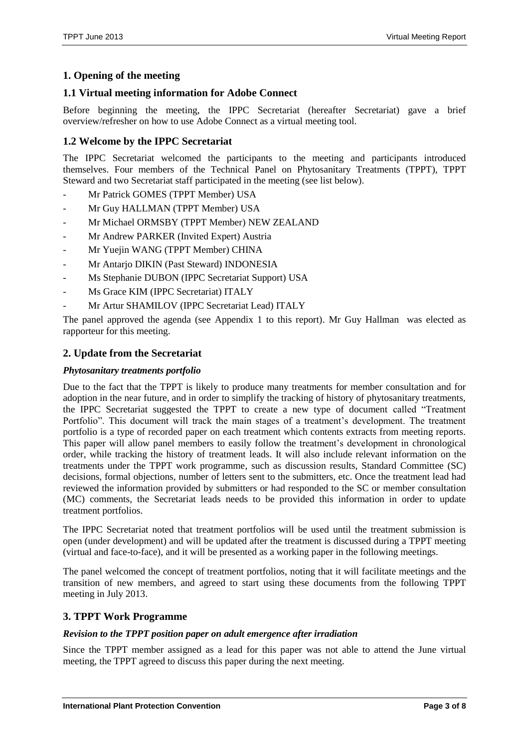## 1. Opening of the meeting

### 1.1 Virtual meeting information for Adobe Connect

Before beginning the meeting, the IPPC Secretariat (hereafter Secretariat) gave a brief overview/refresher on how to use Adobe Connect as a virtual meeting tool.

### 1.2 Welcome by the IPPC Secretariat

The IPPC Secretariat welcomed the participants to the meeting and participants introduced themselves. Four members of the Technical Panel on Phytosanitary Treatments (TPPT), TPPT Steward and two Secretariat staff participated in the meeting (see list below).

- Mr Patrick GOMES (TPPT Member) USA
- Mr Guy HALLMAN (TPPT Member) USA
- Mr Michael ORMSBY (TPPT Member) NEW ZEALAND
- Mr Andrew PARKER (Invited Expert) Austria
- Mr Yuejin WANG (TPPT Member) CHINA
- Mr Antarjo DIKIN (Past Steward) INDONESIA
- Ms Stephanie DUBON (IPPC Secretariat Support) USA
- Ms Grace KIM (IPPC Secretariat) ITALY
- Mr Artur SHAMILOV (IPPC Secretariat Lead) ITALY

The panel approved the agenda (see Appendix 1 to this report). Mr Guy Hallman was elected as rapporteur for this meeting.

## 2. Update from the Secretariat

***Phytosanitary treatments portfolio***

Due to the fact that the TPPT is likely to produce many treatments for member consultation and for adoption in the near future, and in order to simplify the tracking of history of phytosanitary treatments, the IPPC Secretariat suggested the TPPT to create a new type of document called "Treatment Portfolio". This document will track the main stages of a treatment's development. The treatment portfolio is a type of recorded paper on each treatment which contents extracts from meeting reports. This paper will allow panel members to easily follow the treatment's development in chronological order, while tracking the history of treatment leads. It will also include relevant information on the treatments under the TPPT work programme, such as discussion results, Standard Committee (SC) decisions, formal objections, number of letters sent to the submitters, etc. Once the treatment lead had reviewed the information provided by submitters or had responded to the SC or member consultation (MC) comments, the Secretariat leads needs to be provided this information in order to update treatment portfolios.

The IPPC Secretariat noted that treatment portfolios will be used until the treatment submission is open (under development) and will be updated after the treatment is discussed during a TPPT meeting (virtual and face-to-face), and it will be presented as a working paper in the following meetings.

The panel welcomed the concept of treatment portfolios, noting that it will facilitate meetings and the transition of new members, and agreed to start using these documents from the following TPPT meeting in July 2013.

## 3. TPPT Work Programme

***Revision to the TPPT position paper on adult emergence after irradiation***

Since the TPPT member assigned as a lead for this paper was not able to attend the June virtual meeting, the TPPT agreed to discuss this paper during the next meeting.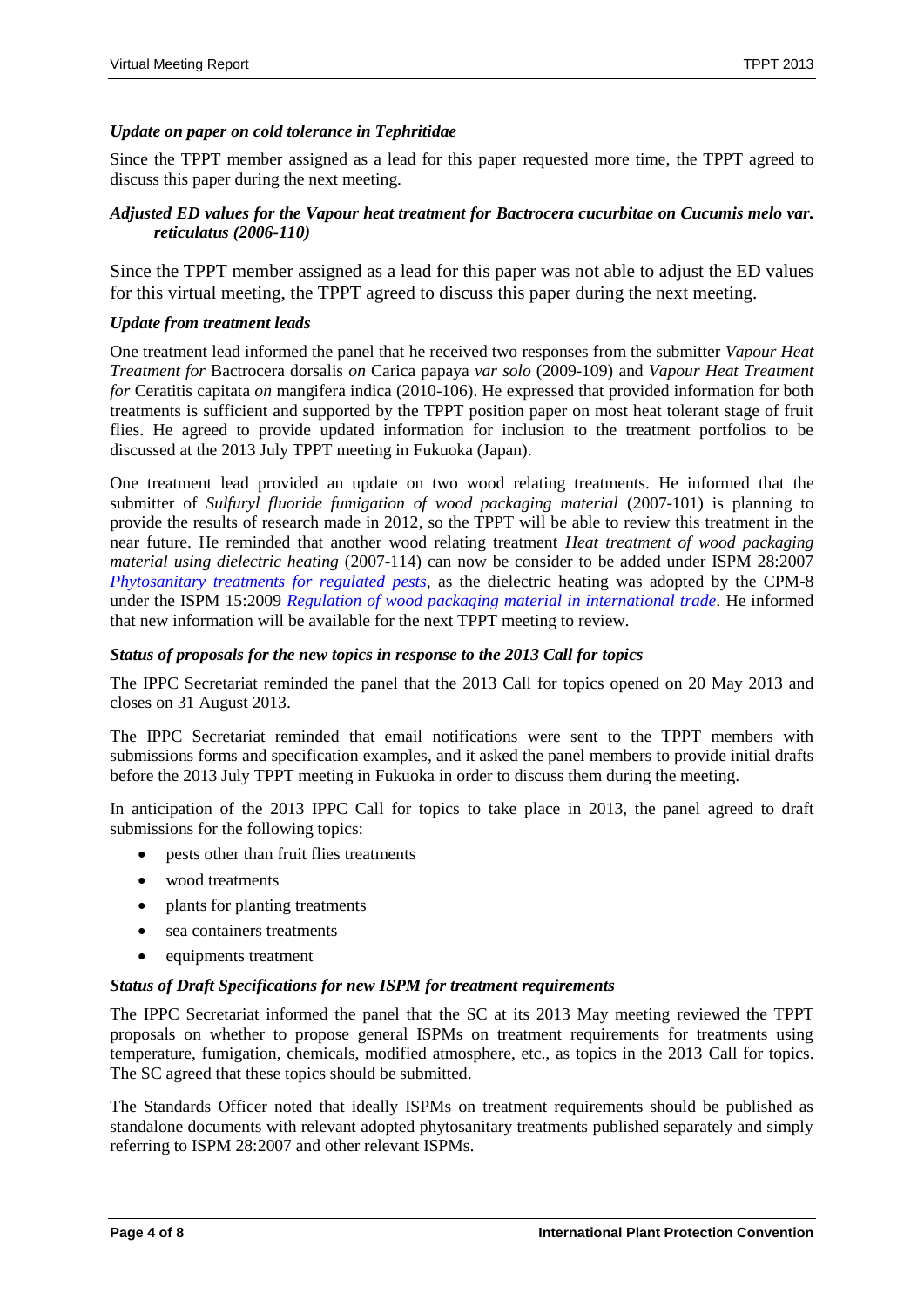### *Update on paper on cold tolerance in Tephritidae*

Since the TPPT member assigned as a lead for this paper requested more time, the TPPT agreed to discuss this paper during the next meeting.

### *Adjusted ED values for the Vapour heat treatment for Bactrocera cucurbitae on Cucumis melo var. reticulatus (2006-110)*

Since the TPPT member assigned as a lead for this paper was not able to adjust the ED values for this virtual meeting, the TPPT agreed to discuss this paper during the next meeting.

### *Update from treatment leads*

One treatment lead informed the panel that he received two responses from the submitter *Vapour Heat Treatment for* Bactrocera dorsalis *on* Carica papaya *var solo* (2009-109) and *Vapour Heat Treatment for* Ceratitis capitata *on* mangifera indica (2010-106). He expressed that provided information for both treatments is sufficient and supported by the TPPT position paper on most heat tolerant stage of fruit flies. He agreed to provide updated information for inclusion to the treatment portfolios to be discussed at the 2013 July TPPT meeting in Fukuoka (Japan).

One treatment lead provided an update on two wood relating treatments. He informed that the submitter of *Sulfuryl fluoride fumigation of wood packaging material* (2007-101) is planning to provide the results of research made in 2012, so the TPPT will be able to review this treatment in the near future. He reminded that another wood relating treatment *Heat treatment of wood packaging material using dielectric heating* (2007-114) can now be consider to be added under ISPM 28:2007 *Phytosanitary treatments for regulated pests*, as the dielectric heating was adopted by the CPM-8 under the ISPM 15:2009 *Regulation of wood packaging material in international trade*. He informed that new information will be available for the next TPPT meeting to review.

### *Status of proposals for the new topics in response to the 2013 Call for topics*

The IPPC Secretariat reminded the panel that the 2013 Call for topics opened on 20 May 2013 and closes on 31 August 2013.

The IPPC Secretariat reminded that email notifications were sent to the TPPT members with submissions forms and specification examples, and it asked the panel members to provide initial drafts before the 2013 July TPPT meeting in Fukuoka in order to discuss them during the meeting.

In anticipation of the 2013 IPPC Call for topics to take place in 2013, the panel agreed to draft submissions for the following topics:

- pests other than fruit flies treatments
- wood treatments
- plants for planting treatments
- sea containers treatments
- equipments treatment

### *Status of Draft Specifications for new ISPM for treatment requirements*

The IPPC Secretariat informed the panel that the SC at its 2013 May meeting reviewed the TPPT proposals on whether to propose general ISPMs on treatment requirements for treatments using temperature, fumigation, chemicals, modified atmosphere, etc., as topics in the 2013 Call for topics. The SC agreed that these topics should be submitted.

The Standards Officer noted that ideally ISPMs on treatment requirements should be published as standalone documents with relevant adopted phytosanitary treatments published separately and simply referring to ISPM 28:2007 and other relevant ISPMs.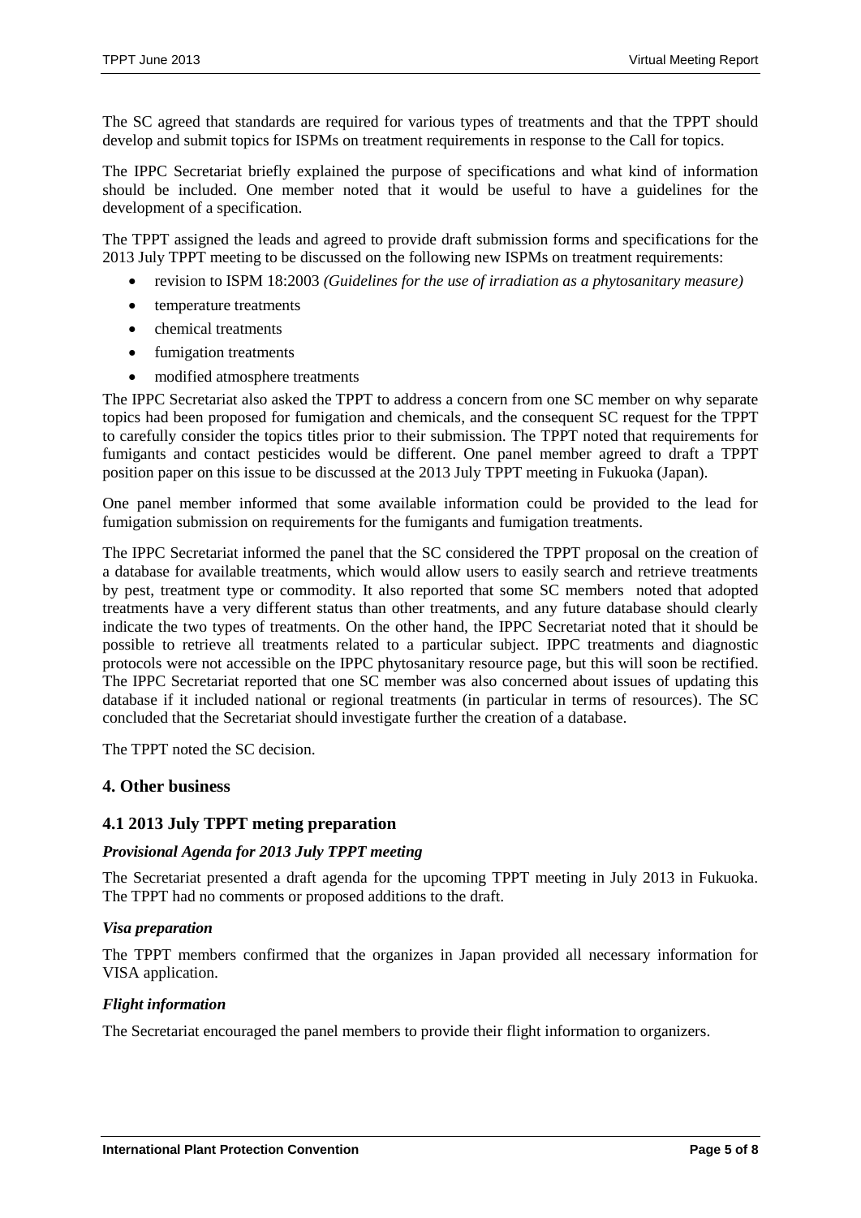The SC agreed that standards are required for various types of treatments and that the TPPT should develop and submit topics for ISPMs on treatment requirements in response to the Call for topics.

The IPPC Secretariat briefly explained the purpose of specifications and what kind of information should be included. One member noted that it would be useful to have a guidelines for the development of a specification.

The TPPT assigned the leads and agreed to provide draft submission forms and specifications for the 2013 July TPPT meeting to be discussed on the following new ISPMs on treatment requirements:

- revision to ISPM 18:2003 *(Guidelines for the use of irradiation as a phytosanitary measure)*
- temperature treatments
- chemical treatments
- fumigation treatments
- modified atmosphere treatments

The IPPC Secretariat also asked the TPPT to address a concern from one SC member on why separate topics had been proposed for fumigation and chemicals, and the consequent SC request for the TPPT to carefully consider the topics titles prior to their submission. The TPPT noted that requirements for fumigants and contact pesticides would be different. One panel member agreed to draft a TPPT position paper on this issue to be discussed at the 2013 July TPPT meeting in Fukuoka (Japan).

One panel member informed that some available information could be provided to the lead for fumigation submission on requirements for the fumigants and fumigation treatments.

The IPPC Secretariat informed the panel that the SC considered the TPPT proposal on the creation of a database for available treatments, which would allow users to easily search and retrieve treatments by pest, treatment type or commodity. It also reported that some SC members noted that adopted treatments have a very different status than other treatments, and any future database should clearly indicate the two types of treatments. On the other hand, the IPPC Secretariat noted that it should be possible to retrieve all treatments related to a particular subject. IPPC treatments and diagnostic protocols were not accessible on the IPPC phytosanitary resource page, but this will soon be rectified. The IPPC Secretariat reported that one SC member was also concerned about issues of updating this database if it included national or regional treatments (in particular in terms of resources). The SC concluded that the Secretariat should investigate further the creation of a database.

The TPPT noted the SC decision.

## 4. Other business

### 4.1 2013 July TPPT meting preparation

#### *Provisional Agenda for 2013 July TPPT meeting*

The Secretariat presented a draft agenda for the upcoming TPPT meeting in July 2013 in Fukuoka. The TPPT had no comments or proposed additions to the draft.

#### *Visa preparation*

The TPPT members confirmed that the organizes in Japan provided all necessary information for VISA application.

#### *Flight information*

The Secretariat encouraged the panel members to provide their flight information to organizers.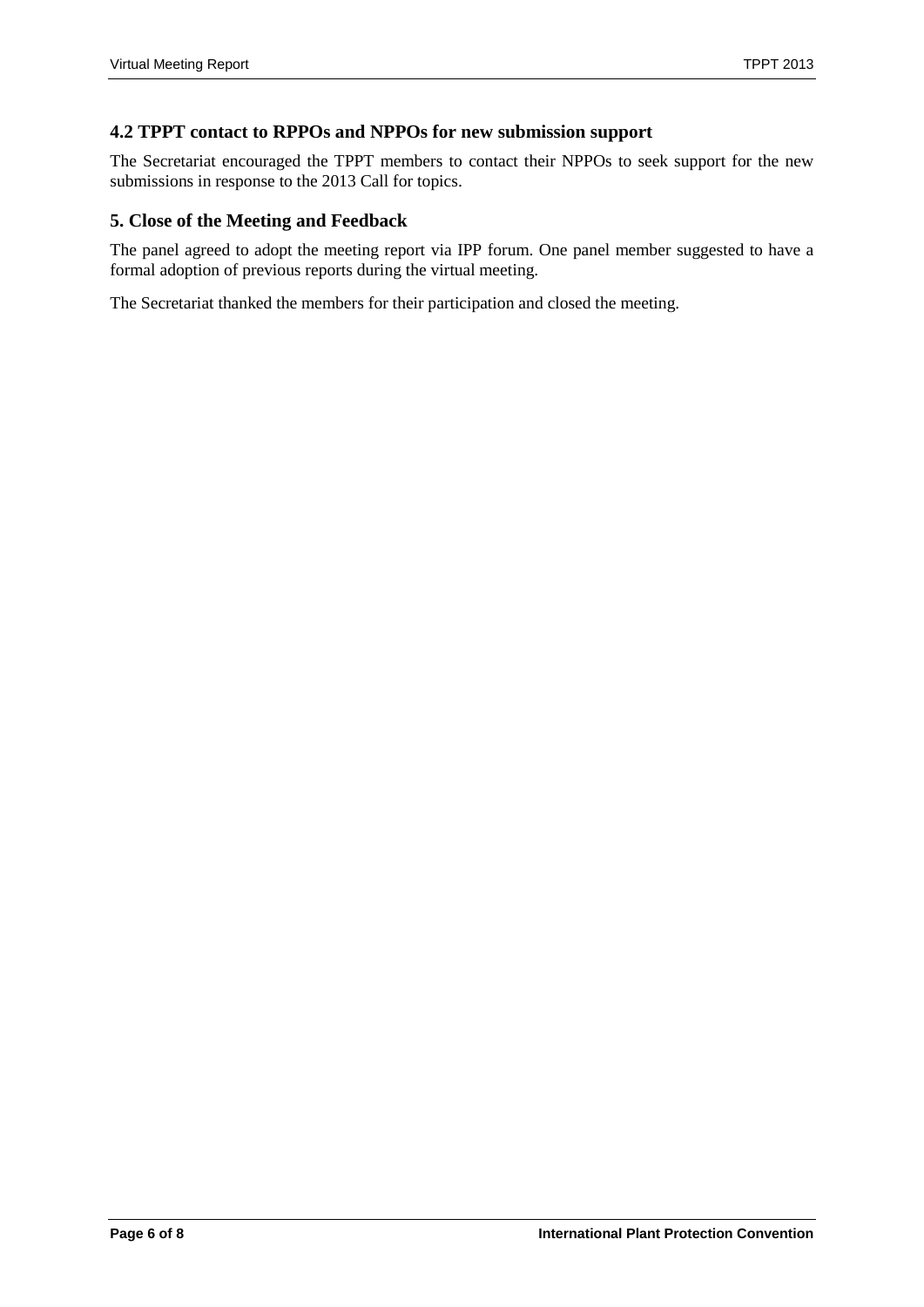### 4.2 TPPT contact to RPPOs and NPPOs for new submission support

The Secretariat encouraged the TPPT members to contact their NPPOs to seek support for the new submissions in response to the 2013 Call for topics.

## 5. Close of the Meeting and Feedback

The panel agreed to adopt the meeting report via IPP forum. One panel member suggested to have a formal adoption of previous reports during the virtual meeting.

The Secretariat thanked the members for their participation and closed the meeting.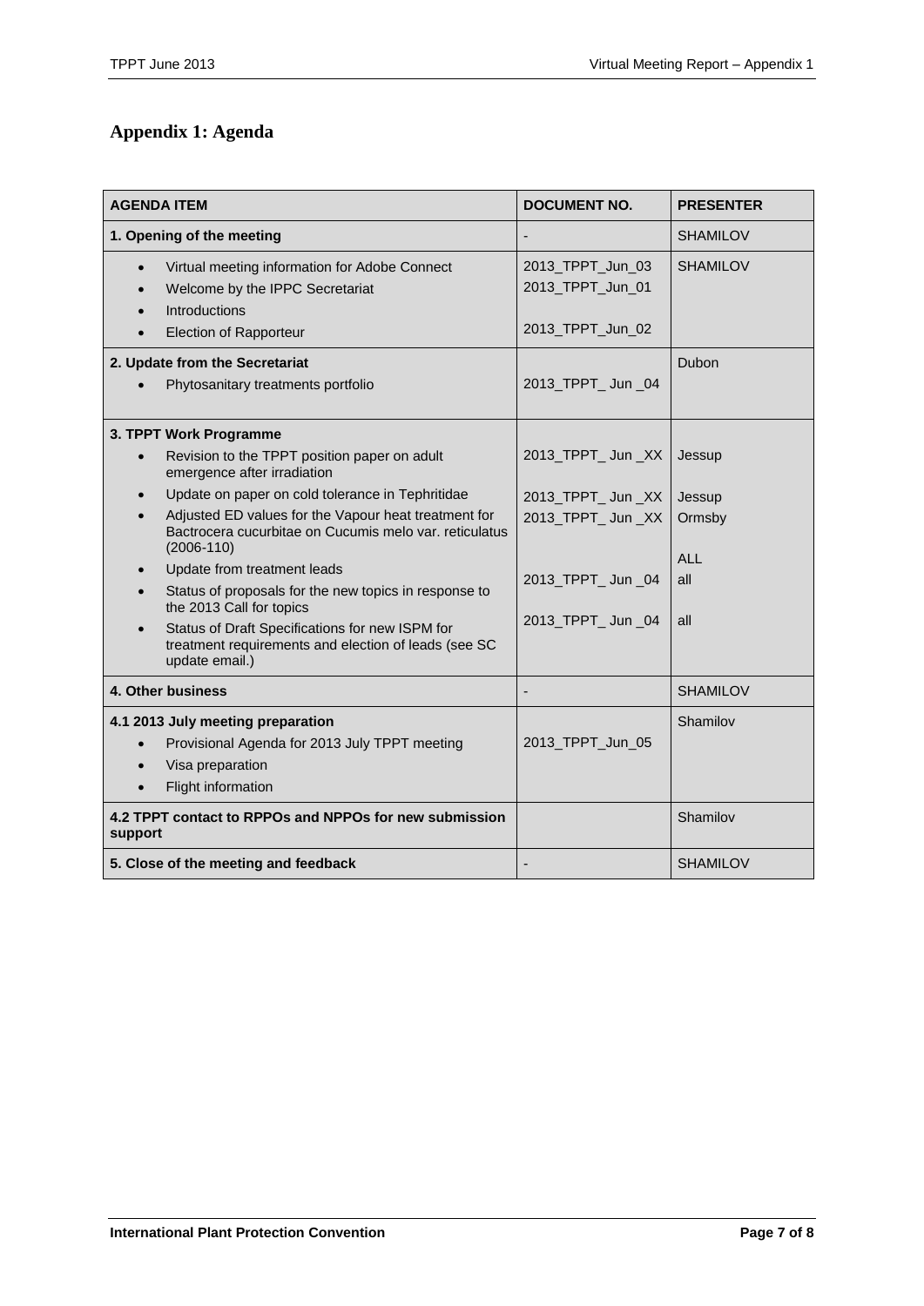## Appendix 1: Agenda

| AGENDA ITEM | DOCUMENT NO. | PRESENTER |
|---|---|---|
| **1. Opening of the meeting** | - | SHAMILOV |
| • Virtual meeting information for Adobe Connect<br>• Welcome by the IPPC Secretariat<br>• Introductions<br>• Election of Rapporteur | 2013_TPPT_Jun_03<br>2013_TPPT_Jun_01<br><br>2013_TPPT_Jun_02 | SHAMILOV |
| **2. Update from the Secretariat**<br>• Phytosanitary treatments portfolio | 2013_TPPT_ Jun _04 | Dubon |
| **3. TPPT Work Programme**<br>• Revision to the TPPT position paper on adult emergence after irradiation<br>• Update on paper on cold tolerance in Tephritidae<br>• Adjusted ED values for the Vapour heat treatment for Bactrocera cucurbitae on Cucumis melo var. reticulatus (2006-110)<br>• Update from treatment leads<br>• Status of proposals for the new topics in response to the 2013 Call for topics<br>• Status of Draft Specifications for new ISPM for treatment requirements and election of leads (see SC update email.) | 2013_TPPT_ Jun _XX<br><br>2013_TPPT_ Jun _XX<br>2013_TPPT_ Jun _XX<br><br><br>2013_TPPT_ Jun _04<br><br>2013_TPPT_ Jun _04 | Jessup<br><br>Jessup<br>Ormsby<br><br>ALL<br>all<br><br>all |
| **4. Other business** | - | SHAMILOV |
| **4.1 2013 July meeting preparation**<br>• Provisional Agenda for 2013 July TPPT meeting<br>• Visa preparation<br>• Flight information | 2013_TPPT_Jun_05 | Shamilov |
| **4.2 TPPT contact to RPPOs and NPPOs for new submission support** | | Shamilov |
| **5. Close of the meeting and feedback** | - | SHAMILOV |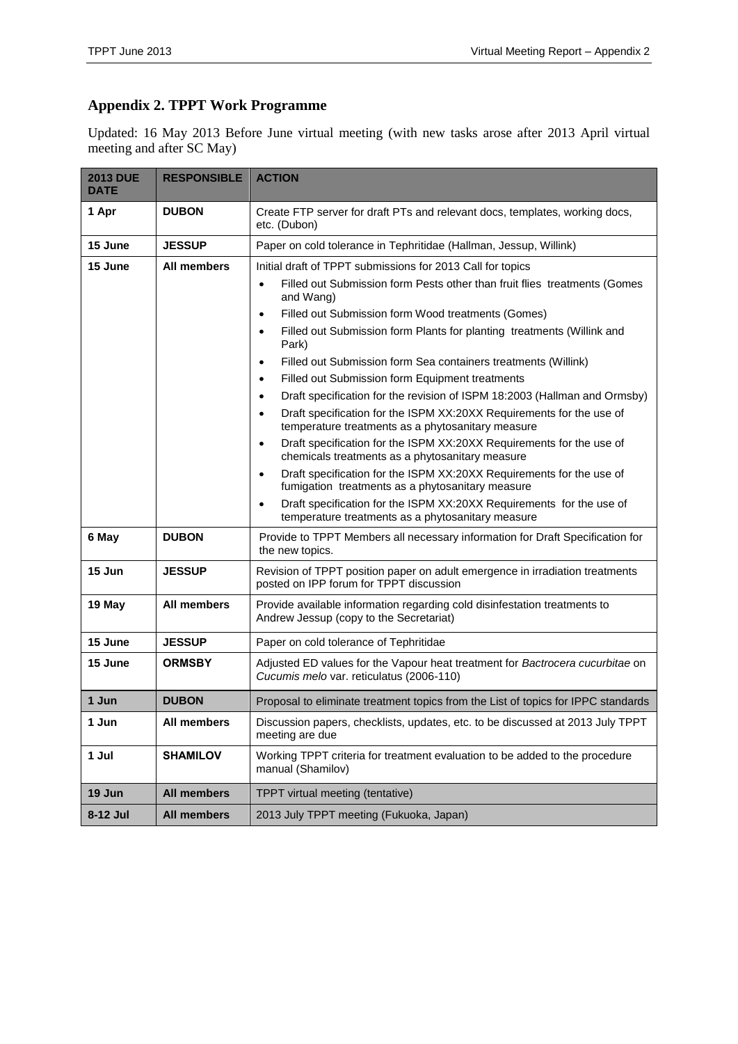## Appendix 2. TPPT Work Programme

Updated: 16 May 2013 Before June virtual meeting (with new tasks arose after 2013 April virtual meeting and after SC May)

| 2013 DUE DATE | RESPONSIBLE | ACTION |
|---|---|---|
| **1 Apr** | **DUBON** | Create FTP server for draft PTs and relevant docs, templates, working docs, etc. (Dubon) |
| **15 June** | **JESSUP** | Paper on cold tolerance in Tephritidae (Hallman, Jessup, Willink) |
| **15 June** | **All members** | Initial draft of TPPT submissions for 2013 Call for topics<br>• Filled out Submission form Pests other than fruit flies treatments (Gomes and Wang)<br>• Filled out Submission form Wood treatments (Gomes)<br>• Filled out Submission form Plants for planting treatments (Willink and Park)<br>• Filled out Submission form Sea containers treatments (Willink)<br>• Filled out Submission form Equipment treatments<br>• Draft specification for the revision of ISPM 18:2003 (Hallman and Ormsby)<br>• Draft specification for the ISPM XX:20XX Requirements for the use of temperature treatments as a phytosanitary measure<br>• Draft specification for the ISPM XX:20XX Requirements for the use of chemicals treatments as a phytosanitary measure<br>• Draft specification for the ISPM XX:20XX Requirements for the use of fumigation treatments as a phytosanitary measure<br>• Draft specification for the ISPM XX:20XX Requirements for the use of temperature treatments as a phytosanitary measure |
| **6 May** | **DUBON** | Provide to TPPT Members all necessary information for Draft Specification for the new topics. |
| **15 Jun** | **JESSUP** | Revision of TPPT position paper on adult emergence in irradiation treatments posted on IPP forum for TPPT discussion |
| **19 May** | **All members** | Provide available information regarding cold disinfestation treatments to Andrew Jessup (copy to the Secretariat) |
| **15 June** | **JESSUP** | Paper on cold tolerance of Tephritidae |
| **15 June** | **ORMSBY** | Adjusted ED values for the Vapour heat treatment for *Bactrocera cucurbitae* on *Cucumis melo* var. reticulatus (2006-110) |
| **1 Jun** | **DUBON** | Proposal to eliminate treatment topics from the List of topics for IPPC standards |
| **1 Jun** | **All members** | Discussion papers, checklists, updates, etc. to be discussed at 2013 July TPPT meeting are due |
| **1 Jul** | **SHAMILOV** | Working TPPT criteria for treatment evaluation to be added to the procedure manual (Shamilov) |
| **19 Jun** | **All members** | TPPT virtual meeting (tentative) |
| **8-12 Jul** | **All members** | 2013 July TPPT meeting (Fukuoka, Japan) |